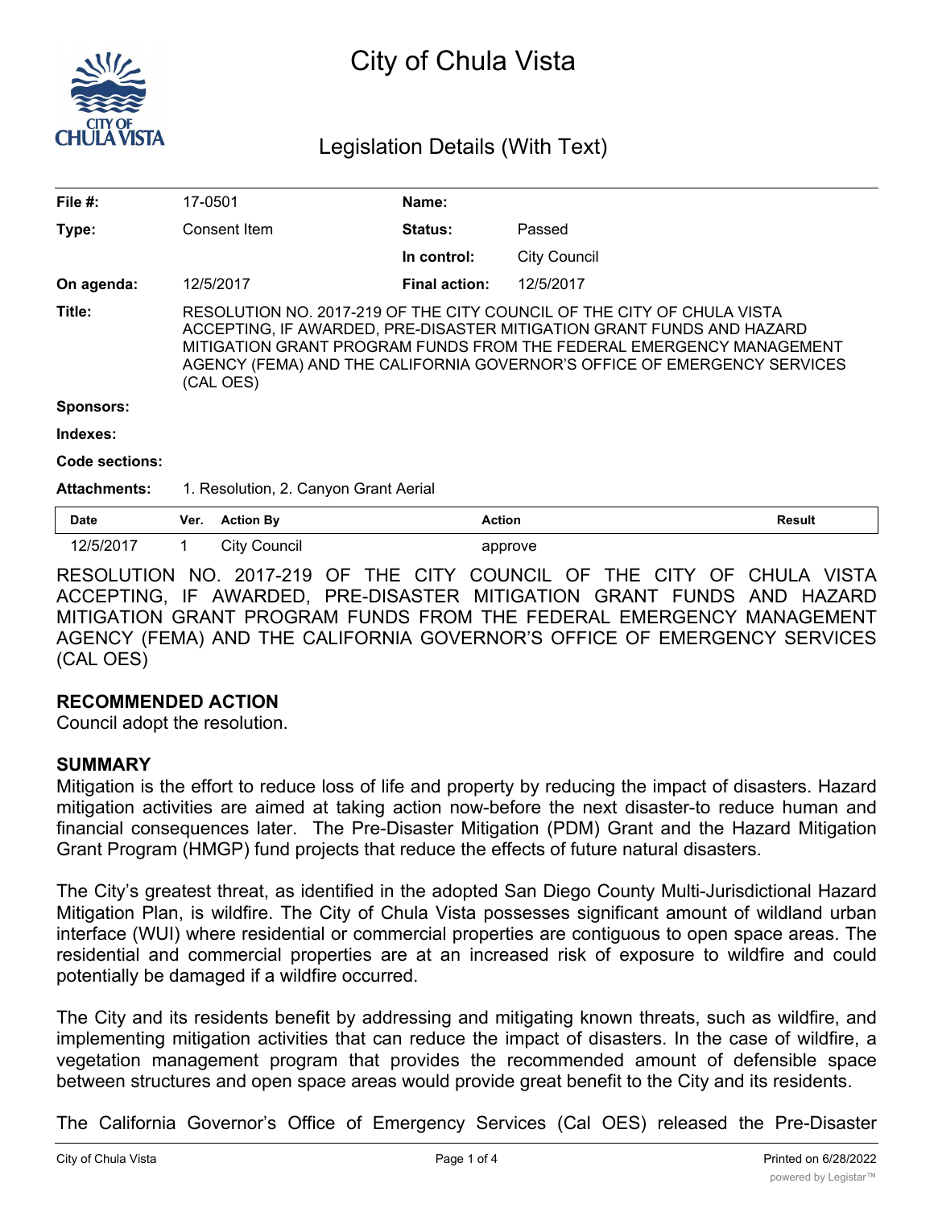# City of Chula Vista

## Legislation Details (With Text)

| | | | |
|---|---|---|---|
| **File #:** | 17-0501 | **Name:** | |
| **Type:** | Consent Item | **Status:** | Passed |
| | | **In control:** | City Council |
| **On agenda:** | 12/5/2017 | **Final action:** | 12/5/2017 |

**Title:** RESOLUTION NO. 2017-219 OF THE CITY COUNCIL OF THE CITY OF CHULA VISTA ACCEPTING, IF AWARDED, PRE-DISASTER MITIGATION GRANT FUNDS AND HAZARD MITIGATION GRANT PROGRAM FUNDS FROM THE FEDERAL EMERGENCY MANAGEMENT AGENCY (FEMA) AND THE CALIFORNIA GOVERNOR'S OFFICE OF EMERGENCY SERVICES (CAL OES)

**Sponsors:**

**Indexes:**

**Code sections:**

**Attachments:** 1. Resolution, 2. Canyon Grant Aerial

| Date | Ver. | Action By | Action | Result |
|---|---|---|---|---|
| 12/5/2017 | 1 | City Council | approve | |

RESOLUTION NO. 2017-219 OF THE CITY COUNCIL OF THE CITY OF CHULA VISTA ACCEPTING, IF AWARDED, PRE-DISASTER MITIGATION GRANT FUNDS AND HAZARD MITIGATION GRANT PROGRAM FUNDS FROM THE FEDERAL EMERGENCY MANAGEMENT AGENCY (FEMA) AND THE CALIFORNIA GOVERNOR'S OFFICE OF EMERGENCY SERVICES (CAL OES)

**RECOMMENDED ACTION**

Council adopt the resolution.

**SUMMARY**

Mitigation is the effort to reduce loss of life and property by reducing the impact of disasters. Hazard mitigation activities are aimed at taking action now-before the next disaster-to reduce human and financial consequences later. The Pre-Disaster Mitigation (PDM) Grant and the Hazard Mitigation Grant Program (HMGP) fund projects that reduce the effects of future natural disasters.

The City's greatest threat, as identified in the adopted San Diego County Multi-Jurisdictional Hazard Mitigation Plan, is wildfire. The City of Chula Vista possesses significant amount of wildland urban interface (WUI) where residential or commercial properties are contiguous to open space areas. The residential and commercial properties are at an increased risk of exposure to wildfire and could potentially be damaged if a wildfire occurred.

The City and its residents benefit by addressing and mitigating known threats, such as wildfire, and implementing mitigation activities that can reduce the impact of disasters. In the case of wildfire, a vegetation management program that provides the recommended amount of defensible space between structures and open space areas would provide great benefit to the City and its residents.

The California Governor's Office of Emergency Services (Cal OES) released the Pre-Disaster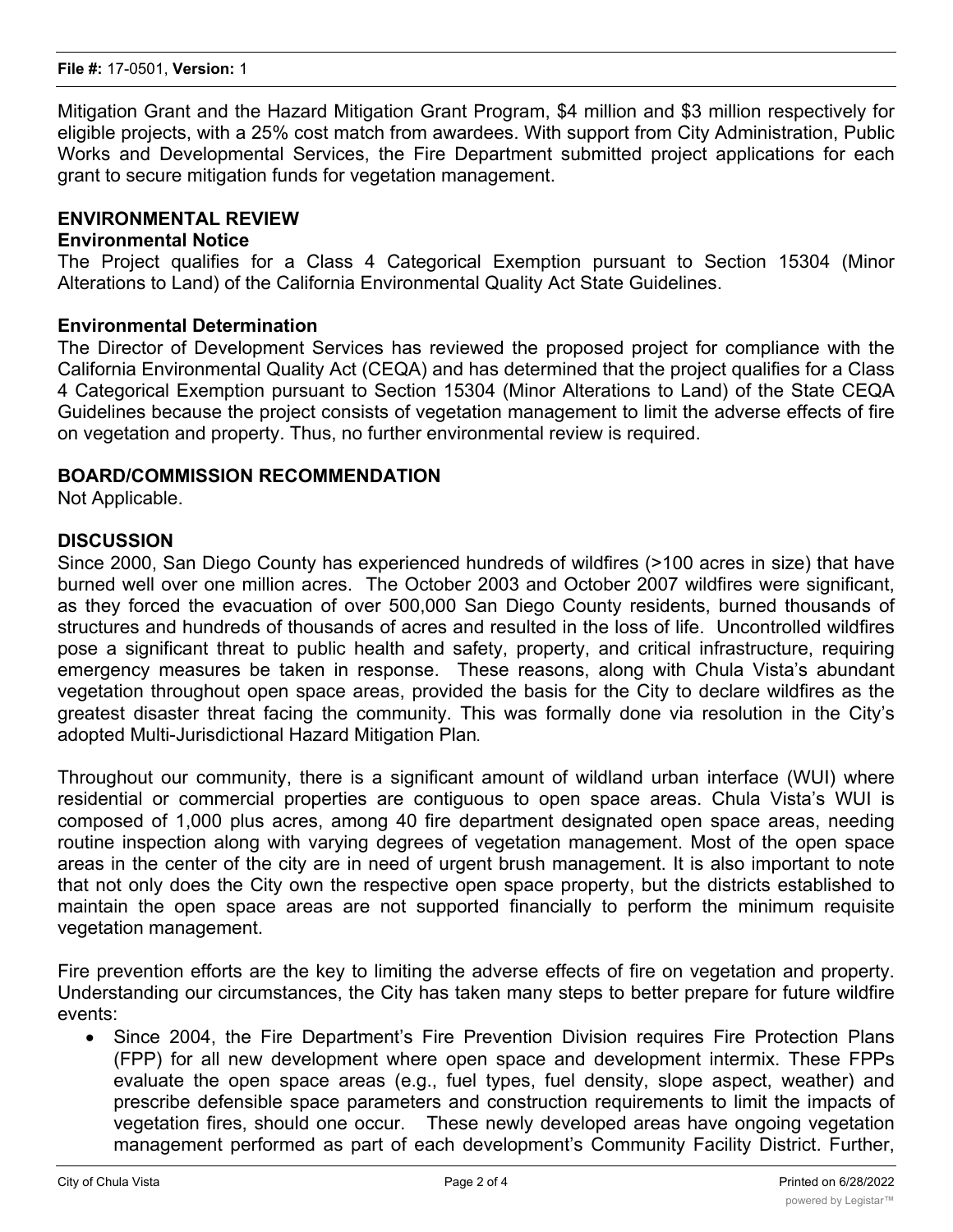Mitigation Grant and the Hazard Mitigation Grant Program, \$4 million and \$3 million respectively for eligible projects, with a 25% cost match from awardees. With support from City Administration, Public Works and Developmental Services, the Fire Department submitted project applications for each grant to secure mitigation funds for vegetation management.

## ENVIRONMENTAL REVIEW

### Environmental Notice

The Project qualifies for a Class 4 Categorical Exemption pursuant to Section 15304 (Minor Alterations to Land) of the California Environmental Quality Act State Guidelines.

### Environmental Determination

The Director of Development Services has reviewed the proposed project for compliance with the California Environmental Quality Act (CEQA) and has determined that the project qualifies for a Class 4 Categorical Exemption pursuant to Section 15304 (Minor Alterations to Land) of the State CEQA Guidelines because the project consists of vegetation management to limit the adverse effects of fire on vegetation and property. Thus, no further environmental review is required.

## BOARD/COMMISSION RECOMMENDATION

Not Applicable.

## DISCUSSION

Since 2000, San Diego County has experienced hundreds of wildfires (>100 acres in size) that have burned well over one million acres. The October 2003 and October 2007 wildfires were significant, as they forced the evacuation of over 500,000 San Diego County residents, burned thousands of structures and hundreds of thousands of acres and resulted in the loss of life. Uncontrolled wildfires pose a significant threat to public health and safety, property, and critical infrastructure, requiring emergency measures be taken in response. These reasons, along with Chula Vista's abundant vegetation throughout open space areas, provided the basis for the City to declare wildfires as the greatest disaster threat facing the community. This was formally done via resolution in the City's adopted Multi-Jurisdictional Hazard Mitigation Plan.

Throughout our community, there is a significant amount of wildland urban interface (WUI) where residential or commercial properties are contiguous to open space areas. Chula Vista's WUI is composed of 1,000 plus acres, among 40 fire department designated open space areas, needing routine inspection along with varying degrees of vegetation management. Most of the open space areas in the center of the city are in need of urgent brush management. It is also important to note that not only does the City own the respective open space property, but the districts established to maintain the open space areas are not supported financially to perform the minimum requisite vegetation management.

Fire prevention efforts are the key to limiting the adverse effects of fire on vegetation and property. Understanding our circumstances, the City has taken many steps to better prepare for future wildfire events:

- Since 2004, the Fire Department's Fire Prevention Division requires Fire Protection Plans (FPP) for all new development where open space and development intermix. These FPPs evaluate the open space areas (e.g., fuel types, fuel density, slope aspect, weather) and prescribe defensible space parameters and construction requirements to limit the impacts of vegetation fires, should one occur. These newly developed areas have ongoing vegetation management performed as part of each development's Community Facility District. Further,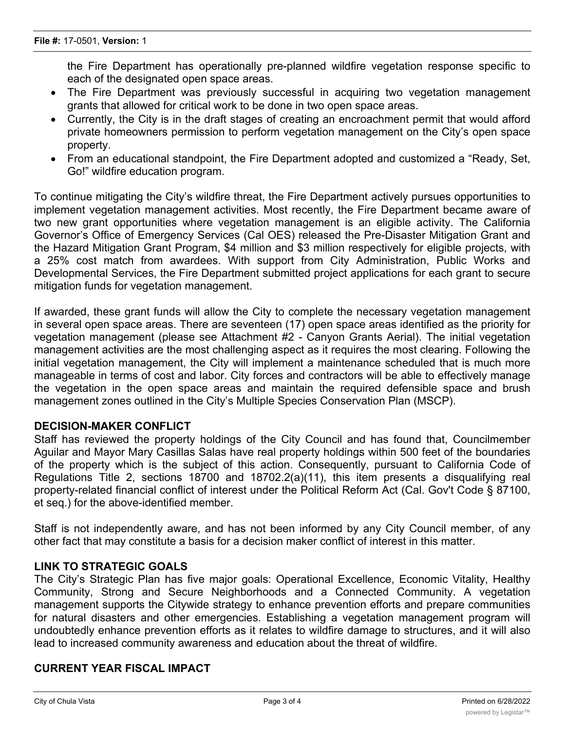the Fire Department has operationally pre-planned wildfire vegetation response specific to each of the designated open space areas.

- The Fire Department was previously successful in acquiring two vegetation management grants that allowed for critical work to be done in two open space areas.
- Currently, the City is in the draft stages of creating an encroachment permit that would afford private homeowners permission to perform vegetation management on the City's open space property.
- From an educational standpoint, the Fire Department adopted and customized a "Ready, Set, Go!" wildfire education program.

To continue mitigating the City's wildfire threat, the Fire Department actively pursues opportunities to implement vegetation management activities. Most recently, the Fire Department became aware of two new grant opportunities where vegetation management is an eligible activity. The California Governor's Office of Emergency Services (Cal OES) released the Pre-Disaster Mitigation Grant and the Hazard Mitigation Grant Program, $4 million and $3 million respectively for eligible projects, with a 25% cost match from awardees. With support from City Administration, Public Works and Developmental Services, the Fire Department submitted project applications for each grant to secure mitigation funds for vegetation management.

If awarded, these grant funds will allow the City to complete the necessary vegetation management in several open space areas. There are seventeen (17) open space areas identified as the priority for vegetation management (please see Attachment #2 - Canyon Grants Aerial). The initial vegetation management activities are the most challenging aspect as it requires the most clearing. Following the initial vegetation management, the City will implement a maintenance scheduled that is much more manageable in terms of cost and labor. City forces and contractors will be able to effectively manage the vegetation in the open space areas and maintain the required defensible space and brush management zones outlined in the City's Multiple Species Conservation Plan (MSCP).

## DECISION-MAKER CONFLICT

Staff has reviewed the property holdings of the City Council and has found that, Councilmember Aguilar and Mayor Mary Casillas Salas have real property holdings within 500 feet of the boundaries of the property which is the subject of this action. Consequently, pursuant to California Code of Regulations Title 2, sections 18700 and 18702.2(a)(11), this item presents a disqualifying real property-related financial conflict of interest under the Political Reform Act (Cal. Gov't Code § 87100, et seq.) for the above-identified member.

Staff is not independently aware, and has not been informed by any City Council member, of any other fact that may constitute a basis for a decision maker conflict of interest in this matter.

## LINK TO STRATEGIC GOALS

The City's Strategic Plan has five major goals: Operational Excellence, Economic Vitality, Healthy Community, Strong and Secure Neighborhoods and a Connected Community. A vegetation management supports the Citywide strategy to enhance prevention efforts and prepare communities for natural disasters and other emergencies. Establishing a vegetation management program will undoubtedly enhance prevention efforts as it relates to wildfire damage to structures, and it will also lead to increased community awareness and education about the threat of wildfire.

## CURRENT YEAR FISCAL IMPACT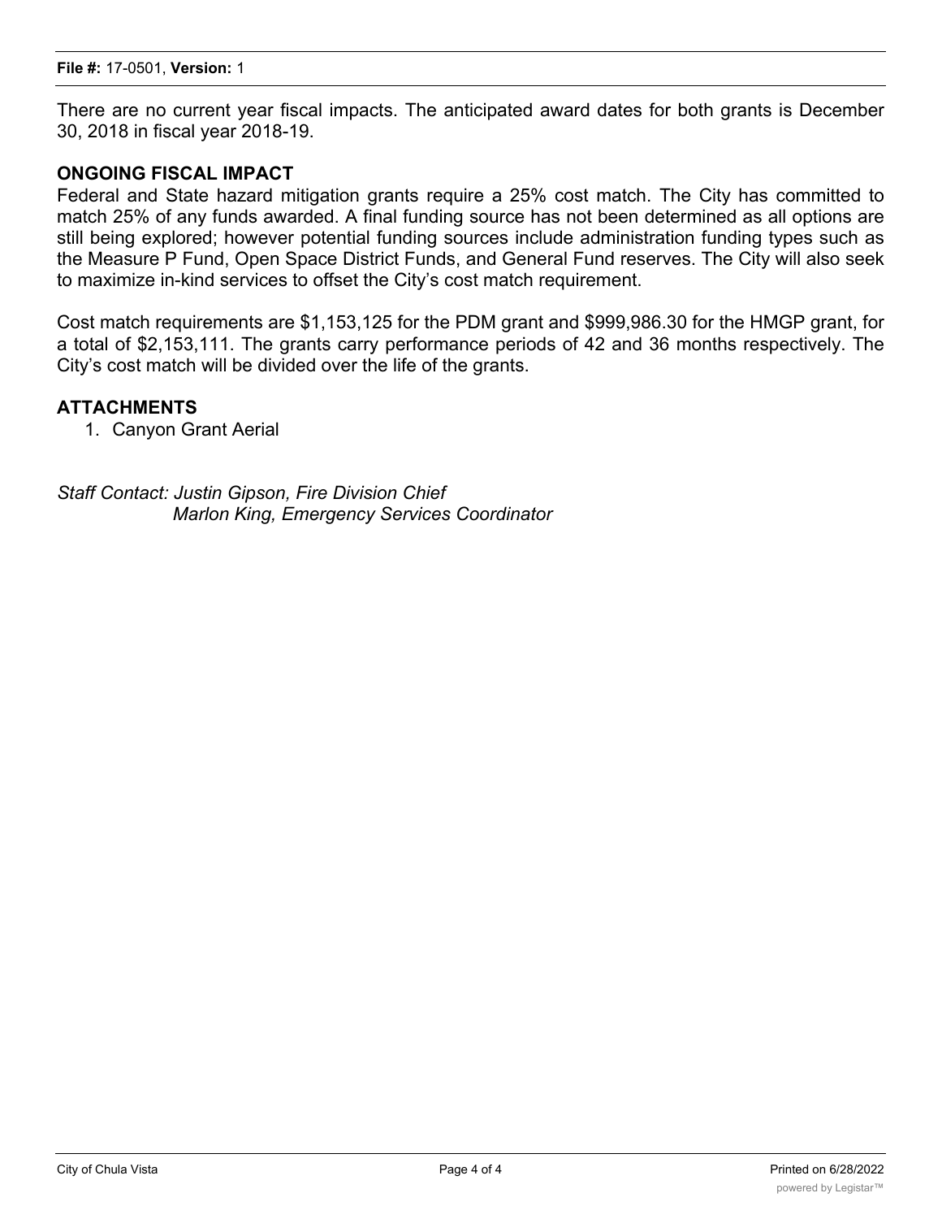There are no current year fiscal impacts. The anticipated award dates for both grants is December 30, 2018 in fiscal year 2018-19.

**ONGOING FISCAL IMPACT**

Federal and State hazard mitigation grants require a 25% cost match. The City has committed to match 25% of any funds awarded. A final funding source has not been determined as all options are still being explored; however potential funding sources include administration funding types such as the Measure P Fund, Open Space District Funds, and General Fund reserves. The City will also seek to maximize in-kind services to offset the City's cost match requirement.

Cost match requirements are $1,153,125 for the PDM grant and $999,986.30 for the HMGP grant, for a total of $2,153,111. The grants carry performance periods of 42 and 36 months respectively. The City's cost match will be divided over the life of the grants.

**ATTACHMENTS**

1. Canyon Grant Aerial

*Staff Contact: Justin Gipson, Fire Division Chief*
*Marlon King, Emergency Services Coordinator*